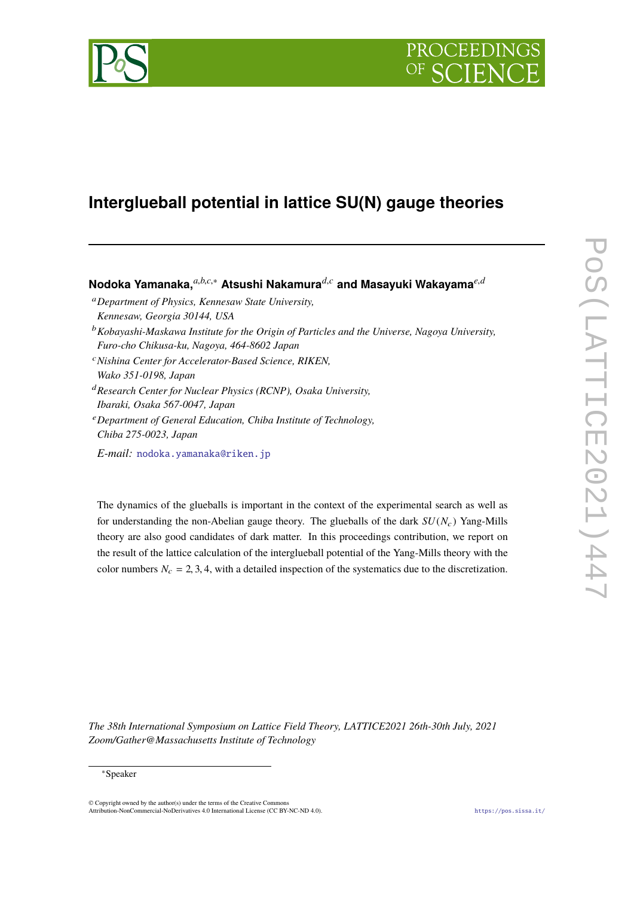# Interglueball potential in lattice SU(N) gauge theories

**Nodoka Yamanaka,**[a,b,c,*] **Atsushi Nakamura**[d,c] **and Masayuki Wakayama**[e,d]

[a] *Department of Physics, Kennesaw State University, Kennesaw, Georgia 30144, USA*

[b] *Kobayashi-Maskawa Institute for the Origin of Particles and the Universe, Nagoya University, Furo-cho Chikusa-ku, Nagoya, 464-8602 Japan*

[c] *Nishina Center for Accelerator-Based Science, RIKEN, Wako 351-0198, Japan*

[d] *Research Center for Nuclear Physics (RCNP), Osaka University, Ibaraki, Osaka 567-0047, Japan*

[e] *Department of General Education, Chiba Institute of Technology, Chiba 275-0023, Japan*

*E-mail:* nodoka.yamanaka@riken.jp

The dynamics of the glueballs is important in the context of the experimental search as well as for understanding the non-Abelian gauge theory. The glueballs of the dark $SU(N_c)$ Yang-Mills theory are also good candidates of dark matter. In this proceedings contribution, we report on the result of the lattice calculation of the interglueball potential of the Yang-Mills theory with the color numbers $N_c = 2, 3, 4$, with a detailed inspection of the systematics due to the discretization.

*The 38th International Symposium on Lattice Field Theory, LATTICE2021 26th-30th July, 2021 Zoom/Gather@Massachusetts Institute of Technology*

[*] Speaker

© Copyright owned by the author(s) under the terms of the Creative Commons Attribution-NonCommercial-NoDerivatives 4.0 International License (CC BY-NC-ND 4.0).

https://pos.sissa.it/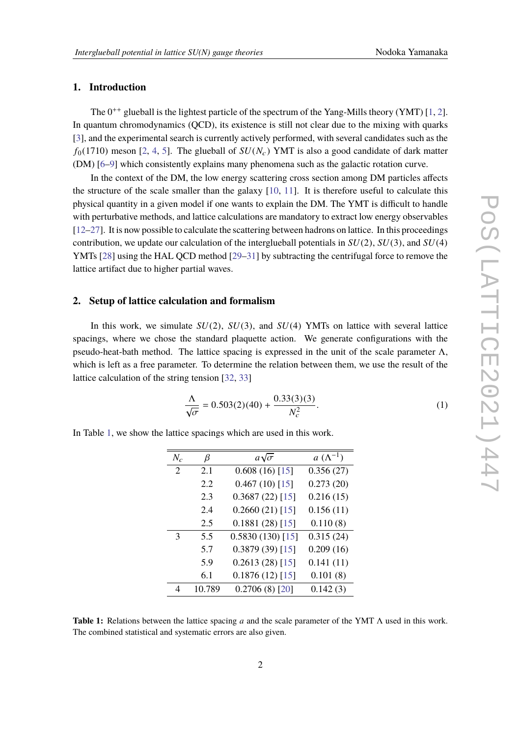## 1. Introduction

The $0^{++}$ glueball is the lightest particle of the spectrum of the Yang-Mills theory (YMT) [1, 2]. In quantum chromodynamics (QCD), its existence is still not clear due to the mixing with quarks [3], and the experimental search is currently actively performed, with several candidates such as the $f_0(1710)$ meson [2, 4, 5]. The glueball of $SU(N_c)$ YMT is also a good candidate of dark matter (DM) [6–9] which consistently explains many phenomena such as the galactic rotation curve.

In the context of the DM, the low energy scattering cross section among DM particles affects the structure of the scale smaller than the galaxy [10, 11]. It is therefore useful to calculate this physical quantity in a given model if one wants to explain the DM. The YMT is difficult to handle with perturbative methods, and lattice calculations are mandatory to extract low energy observables [12–27]. It is now possible to calculate the scattering between hadrons on lattice. In this proceedings contribution, we update our calculation of the interglueball potentials in $SU(2)$, $SU(3)$, and $SU(4)$ YMTs [28] using the HAL QCD method [29–31] by subtracting the centrifugal force to remove the lattice artifact due to higher partial waves.

## 2. Setup of lattice calculation and formalism

In this work, we simulate $SU(2)$, $SU(3)$, and $SU(4)$ YMTs on lattice with several lattice spacings, where we chose the standard plaquette action. We generate configurations with the pseudo-heat-bath method. The lattice spacing is expressed in the unit of the scale parameter $\Lambda$, which is left as a free parameter. To determine the relation between them, we use the result of the lattice calculation of the string tension [32, 33]

$$\frac{\Lambda}{\sqrt{\sigma}} = 0.503(2)(40) + \frac{0.33(3)(3)}{N_c^2}. \tag{1}$$

In Table 1, we show the lattice spacings which are used in this work.

| $N_c$ | $\beta$ | $a\sqrt{\sigma}$ | $a$ ($\Lambda^{-1}$) |
|---|---|---|---|
| 2 | 2.1 | 0.608 (16) [15] | 0.356 (27) |
| | 2.2 | 0.467 (10) [15] | 0.273 (20) |
| | 2.3 | 0.3687 (22) [15] | 0.216 (15) |
| | 2.4 | 0.2660 (21) [15] | 0.156 (11) |
| | 2.5 | 0.1881 (28) [15] | 0.110 (8) |
| 3 | 5.5 | 0.5830 (130) [15] | 0.315 (24) |
| | 5.7 | 0.3879 (39) [15] | 0.209 (16) |
| | 5.9 | 0.2613 (28) [15] | 0.141 (11) |
| | 6.1 | 0.1876 (12) [15] | 0.101 (8) |
| 4 | 10.789 | 0.2706 (8) [20] | 0.142 (3) |

**Table 1:** Relations between the lattice spacing $a$ and the scale parameter of the YMT $\Lambda$ used in this work. The combined statistical and systematic errors are also given.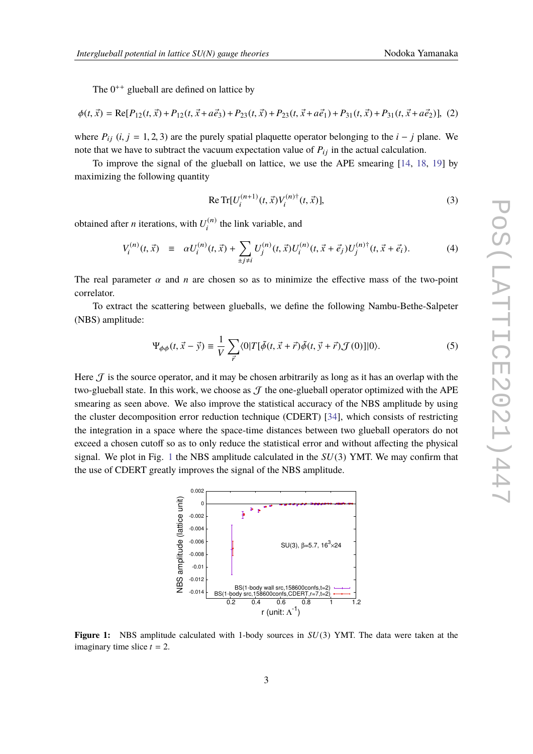The $0^{++}$ glueball are defined on lattice by

$$\phi(t,\vec{x}) = \mathrm{Re}[P_{12}(t,\vec{x})+P_{12}(t,\vec{x}+a\vec{e}_3)+P_{23}(t,\vec{x})+P_{23}(t,\vec{x}+a\vec{e}_1)+P_{31}(t,\vec{x})+P_{31}(t,\vec{x}+a\vec{e}_2)], \quad (2)$$

where $P_{ij}$ $(i,j=1,2,3)$ are the purely spatial plaquette operator belonging to the $i-j$ plane. We note that we have to subtract the vacuum expectation value of $P_{ij}$ in the actual calculation.

To improve the signal of the glueball on lattice, we use the APE smearing [14, 18, 19] by maximizing the following quantity

$$\mathrm{Re}\,\mathrm{Tr}[U_i^{(n+1)}(t,\vec{x})V_i^{(n)\dagger}(t,\vec{x})], \quad (3)$$

obtained after $n$ iterations, with $U_i^{(n)}$ the link variable, and

$$V_i^{(n)}(t,\vec{x}) \equiv \alpha U_i^{(n)}(t,\vec{x}) + \sum_{\pm j\neq i} U_j^{(n)}(t,\vec{x})U_i^{(n)}(t,\vec{x}+\vec{e}_j)U_j^{(n)\dagger}(t,\vec{x}+\vec{e}_i). \quad (4)$$

The real parameter $\alpha$ and $n$ are chosen so as to minimize the effective mass of the two-point correlator.

To extract the scattering between glueballs, we define the following Nambu-Bethe-Salpeter (NBS) amplitude:

$$\Psi_{\phi\phi}(t,\vec{x}-\vec{y}) \equiv \frac{1}{V}\sum_{\vec{r}}\langle 0|T[\tilde{\phi}(t,\vec{x}+\vec{r})\tilde{\phi}(t,\vec{y}+\vec{r})\mathcal{J}(0)]|0\rangle. \quad (5)$$

Here $\mathcal{J}$ is the source operator, and it may be chosen arbitrarily as long as it has an overlap with the two-glueball state. In this work, we choose as $\mathcal{J}$ the one-glueball operator optimized with the APE smearing as seen above. We also improve the statistical accuracy of the NBS amplitude by using the cluster decomposition error reduction technique (CDERT) [34], which consists of restricting the integration in a space where the space-time distances between two glueball operators do not exceed a chosen cutoff so as to only reduce the statistical error and without affecting the physical signal. We plot in Fig. 1 the NBS amplitude calculated in the $SU(3)$ YMT. We may confirm that the use of CDERT greatly improves the signal of the NBS amplitude.

**Figure 1:** NBS amplitude calculated with 1-body sources in $SU(3)$ YMT. The data were taken at the imaginary time slice $t=2$.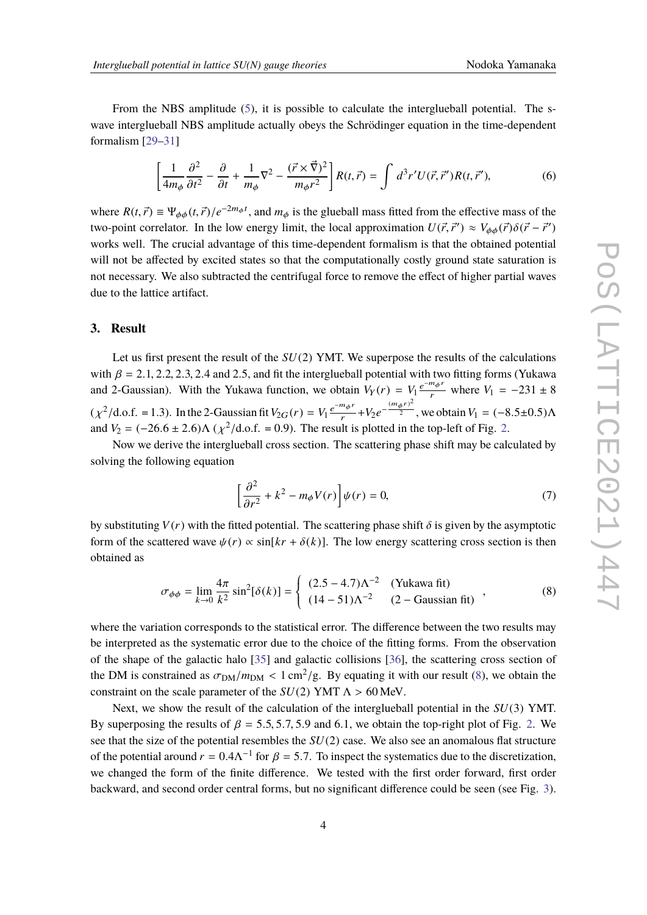From the NBS amplitude (5), it is possible to calculate the interglueball potential. The s-wave interglueball NBS amplitude actually obeys the Schrödinger equation in the time-dependent formalism [29–31]

$$\left[\frac{1}{4m_\phi}\frac{\partial^2}{\partial t^2} - \frac{\partial}{\partial t} + \frac{1}{m_\phi}\nabla^2 - \frac{(\vec{r}\times\vec{\nabla})^2}{m_\phi r^2}\right] R(t,\vec{r}) = \int d^3r' U(\vec{r},\vec{r}\,')R(t,\vec{r}\,'), \tag{6}$$

where $R(t,\vec{r}) \equiv \Psi_{\phi\phi}(t,\vec{r})/e^{-2m_\phi t}$, and $m_\phi$ is the glueball mass fitted from the effective mass of the two-point correlator. In the low energy limit, the local approximation $U(\vec{r},\vec{r}\,') \approx V_{\phi\phi}(\vec{r})\delta(\vec{r}-\vec{r}\,')$ works well. The crucial advantage of this time-dependent formalism is that the obtained potential will not be affected by excited states so that the computationally costly ground state saturation is not necessary. We also subtracted the centrifugal force to remove the effect of higher partial waves due to the lattice artifact.

## 3. Result

Let us first present the result of the $SU(2)$ YMT. We superpose the results of the calculations with $\beta = 2.1, 2.2, 2.3, 2.4$ and $2.5$, and fit the interglueball potential with two fitting forms (Yukawa and 2-Gaussian). With the Yukawa function, we obtain $V_Y(r) = V_1\frac{e^{-m_\phi r}}{r}$ where $V_1 = -231 \pm 8$ ($\chi^2$/d.o.f. = 1.3). In the 2-Gaussian fit $V_{2G}(r) = V_1\frac{e^{-m_\phi r}}{r} + V_2 e^{-\frac{(m_\phi r)^2}{2}}$, we obtain $V_1 = (-8.5\pm0.5)\Lambda$ and $V_2 = (-26.6 \pm 2.6)\Lambda$ ($\chi^2$/d.o.f. = 0.9). The result is plotted in the top-left of Fig. 2.

Now we derive the interglueball cross section. The scattering phase shift may be calculated by solving the following equation

$$\left[\frac{\partial^2}{\partial r^2} + k^2 - m_\phi V(r)\right]\psi(r) = 0, \tag{7}$$

by substituting $V(r)$ with the fitted potential. The scattering phase shift $\delta$ is given by the asymptotic form of the scattered wave $\psi(r) \propto \sin[kr + \delta(k)]$. The low energy scattering cross section is then obtained as

$$\sigma_{\phi\phi} = \lim_{k\to 0}\frac{4\pi}{k^2}\sin^2[\delta(k)] = \begin{cases} (2.5-4.7)\Lambda^{-2} & \text{(Yukawa fit)} \\ (14-51)\Lambda^{-2} & \text{(2 − Gaussian fit)} \end{cases}, \tag{8}$$

where the variation corresponds to the statistical error. The difference between the two results may be interpreted as the systematic error due to the choice of the fitting forms. From the observation of the shape of the galactic halo [35] and galactic collisions [36], the scattering cross section of the DM is constrained as $\sigma_{\rm DM}/m_{\rm DM} < 1\,{\rm cm}^2$/g. By equating it with our result (8), we obtain the constraint on the scale parameter of the $SU(2)$ YMT $\Lambda > 60$ MeV.

Next, we show the result of the calculation of the interglueball potential in the $SU(3)$ YMT. By superposing the results of $\beta = 5.5, 5.7, 5.9$ and $6.1$, we obtain the top-right plot of Fig. 2. We see that the size of the potential resembles the $SU(2)$ case. We also see an anomalous flat structure of the potential around $r = 0.4\Lambda^{-1}$ for $\beta = 5.7$. To inspect the systematics due to the discretization, we changed the form of the finite difference. We tested with the first order forward, first order backward, and second order central forms, but no significant difference could be seen (see Fig. 3).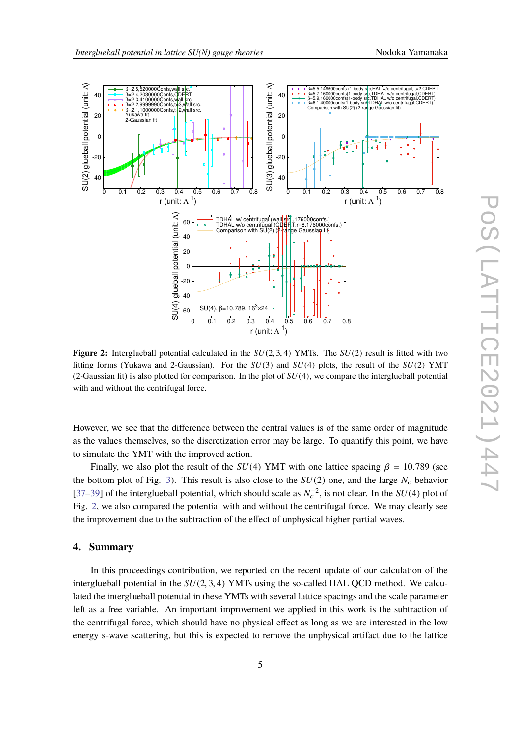**Figure 2:** Intergluebal potential calculated in the $SU(2,3,4)$ YMTs. The $SU(2)$ result is fitted with two fitting forms (Yukawa and 2-Gaussian). For the $SU(3)$ and $SU(4)$ plots, the result of the $SU(2)$ YMT (2-Gaussian fit) is also plotted for comparison. In the plot of $SU(4)$, we compare the interglueball potential with and without the centrifugal force.

However, we see that the difference between the central values is of the same order of magnitude as the values themselves, so the discretization error may be large. To quantify this point, we have to simulate the YMT with the improved action.

Finally, we also plot the result of the $SU(4)$ YMT with one lattice spacing $\beta = 10.789$ (see the bottom plot of Fig. 3). This result is also close to the $SU(2)$ one, and the large $N_c$ behavior [37–39] of the interglueball potential, which should scale as $N_c^{-2}$, is not clear. In the $SU(4)$ plot of Fig. 2, we also compared the potential with and without the centrifugal force. We may clearly see the improvement due to the subtraction of the effect of unphysical higher partial waves.

## 4. Summary

In this proceedings contribution, we reported on the recent update of our calculation of the interglueball potential in the $SU(2,3,4)$ YMTs using the so-called HAL QCD method. We calculated the interglueball potential in these YMTs with several lattice spacings and the scale parameter left as a free variable. An important improvement we applied in this work is the subtraction of the centrifugal force, which should have no physical effect as long as we are interested in the low energy s-wave scattering, but this is expected to remove the unphysical artifact due to the lattice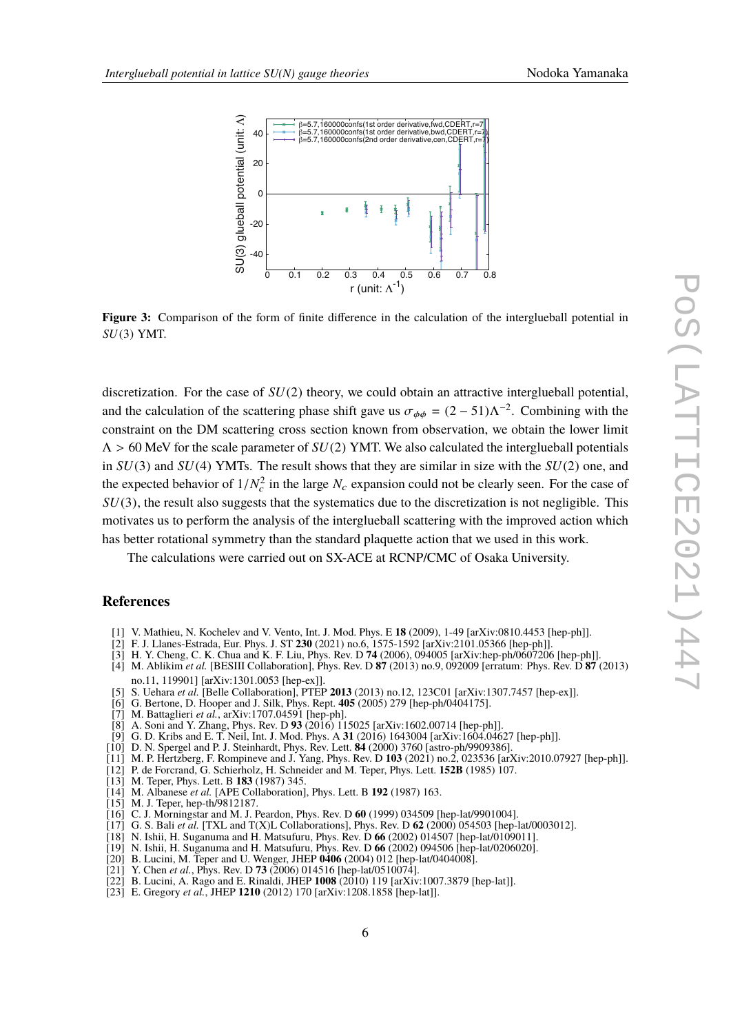**Figure 3:** Comparison of the form of finite difference in the calculation of the interglueball potential in $SU(3)$ YMT.

discretization. For the case of $SU(2)$ theory, we could obtain an attractive interglueball potential, and the calculation of the scattering phase shift gave us $\sigma_{\phi\phi} = (2-51)\Lambda^{-2}$. Combining with the constraint on the DM scattering cross section known from observation, we obtain the lower limit $\Lambda > 60$ MeV for the scale parameter of $SU(2)$ YMT. We also calculated the interglueball potentials in $SU(3)$ and $SU(4)$ YMTs. The result shows that they are similar in size with the $SU(2)$ one, and the expected behavior of $1/N_c^2$ in the large $N_c$ expansion could not be clearly seen. For the case of $SU(3)$, the result also suggests that the systematics due to the discretization is not negligible. This motivates us to perform the analysis of the interglueball scattering with the improved action which has better rotational symmetry than the standard plaquette action that we used in this work.

The calculations were carried out on SX-ACE at RCNP/CMC of Osaka University.

## References

[1] V. Mathieu, N. Kochelev and V. Vento, Int. J. Mod. Phys. E **18** (2009), 1-49 [arXiv:0810.4453 [hep-ph]].
[2] F. J. Llanes-Estrada, Eur. Phys. J. ST **230** (2021) no.6, 1575-1592 [arXiv:2101.05366 [hep-ph]].
[3] H. Y. Cheng, C. K. Chua and K. F. Liu, Phys. Rev. D **74** (2006), 094005 [arXiv:hep-ph/0607206 [hep-ph]].
[4] M. Ablikim *et al.* [BESIII Collaboration], Phys. Rev. D **87** (2013) no.9, 092009 [erratum: Phys. Rev. D **87** (2013) no.11, 119901] [arXiv:1301.0053 [hep-ex]].
[5] S. Uehara *et al.* [Belle Collaboration], PTEP **2013** (2013) no.12, 123C01 [arXiv:1307.7457 [hep-ex]].
[6] G. Bertone, D. Hooper and J. Silk, Phys. Rept. **405** (2005) 279 [hep-ph/0404175].
[7] M. Battaglieri *et al.*, arXiv:1707.04591 [hep-ph].
[8] A. Soni and Y. Zhang, Phys. Rev. D **93** (2016) 115025 [arXiv:1602.00714 [hep-ph]].
[9] G. D. Kribs and E. T. Neil, Int. J. Mod. Phys. A **31** (2016) 1643004 [arXiv:1604.04627 [hep-ph]].
[10] D. N. Spergel and P. J. Steinhardt, Phys. Rev. Lett. **84** (2000) 3760 [astro-ph/9909386].
[11] M. P. Hertzberg, F. Rompineve and J. Yang, Phys. Rev. D **103** (2021) no.2, 023536 [arXiv:2010.07927 [hep-ph]].
[12] P. de Forcrand, G. Schierholz, H. Schneider and M. Teper, Phys. Lett. **152B** (1985) 107.
[13] M. Teper, Phys. Lett. B **183** (1987) 345.
[14] M. Albanese *et al.* [APE Collaboration], Phys. Lett. B **192** (1987) 163.
[15] M. J. Teper, hep-th/9812187.
[16] C. J. Morningstar and M. J. Peardon, Phys. Rev. D **60** (1999) 034509 [hep-lat/9901004].
[17] G. S. Bali *et al.* [TXL and T(X)L Collaborations], Phys. Rev. D **62** (2000) 054503 [hep-lat/0003012].
[18] N. Ishii, H. Suganuma and H. Matsufuru, Phys. Rev. D **66** (2002) 014507 [hep-lat/0109011].
[19] N. Ishii, H. Suganuma and H. Matsufuru, Phys. Rev. D **66** (2002) 094506 [hep-lat/0206020].
[20] B. Lucini, M. Teper and U. Wenger, JHEP **0406** (2004) 012 [hep-lat/0404008].
[21] Y. Chen *et al.*, Phys. Rev. D **73** (2006) 014516 [hep-lat/0510074].
[22] B. Lucini, A. Rago and E. Rinaldi, JHEP **1008** (2010) 119 [arXiv:1007.3879 [hep-lat]].
[23] E. Gregory *et al.*, JHEP **1210** (2012) 170 [arXiv:1208.1858 [hep-lat]].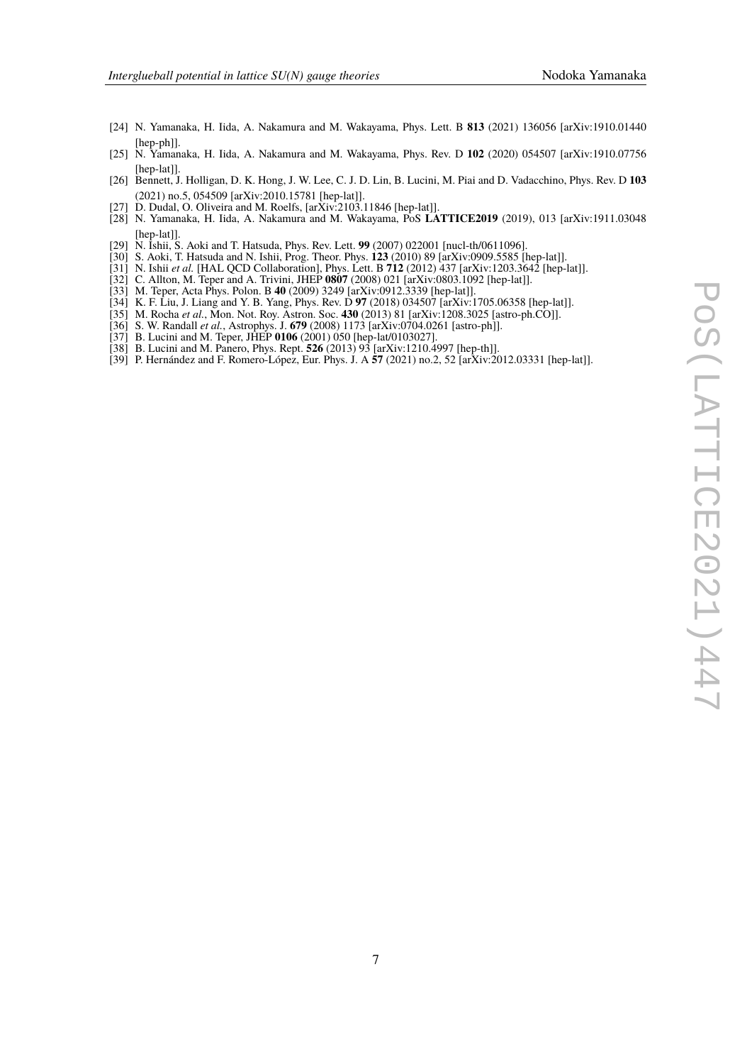[24] N. Yamanaka, H. Iida, A. Nakamura and M. Wakayama, Phys. Lett. B **813** (2021) 136056 [arXiv:1910.01440 [hep-ph]].

[25] N. Yamanaka, H. Iida, A. Nakamura and M. Wakayama, Phys. Rev. D **102** (2020) 054507 [arXiv:1910.07756 [hep-lat]].

[26] Bennett, J. Holligan, D. K. Hong, J. W. Lee, C. J. D. Lin, B. Lucini, M. Piai and D. Vadacchino, Phys. Rev. D **103** (2021) no.5, 054509 [arXiv:2010.15781 [hep-lat]].

[27] D. Dudal, O. Oliveira and M. Roelfs, [arXiv:2103.11846 [hep-lat]].

[28] N. Yamanaka, H. Iida, A. Nakamura and M. Wakayama, PoS **LATTICE2019** (2019), 013 [arXiv:1911.03048 [hep-lat]].

[29] N. Ishii, S. Aoki and T. Hatsuda, Phys. Rev. Lett. **99** (2007) 022001 [nucl-th/0611096].

[30] S. Aoki, T. Hatsuda and N. Ishii, Prog. Theor. Phys. **123** (2010) 89 [arXiv:0909.5585 [hep-lat]].

[31] N. Ishii *et al.* [HAL QCD Collaboration], Phys. Lett. B **712** (2012) 437 [arXiv:1203.3642 [hep-lat]].

[32] C. Allton, M. Teper and A. Trivini, JHEP **0807** (2008) 021 [arXiv:0803.1092 [hep-lat]].

[33] M. Teper, Acta Phys. Polon. B **40** (2009) 3249 [arXiv:0912.3339 [hep-lat]].

[34] K. F. Liu, J. Liang and Y. B. Yang, Phys. Rev. D **97** (2018) 034507 [arXiv:1705.06358 [hep-lat]].

[35] M. Rocha *et al.*, Mon. Not. Roy. Astron. Soc. **430** (2013) 81 [arXiv:1208.3025 [astro-ph.CO]].

[36] S. W. Randall *et al.*, Astrophys. J. **679** (2008) 1173 [arXiv:0704.0261 [astro-ph]].

[37] B. Lucini and M. Teper, JHEP **0106** (2001) 050 [hep-lat/0103027].

[38] B. Lucini and M. Panero, Phys. Rept. **526** (2013) 93 [arXiv:1210.4997 [hep-th]].

[39] P. Hernández and F. Romero-López, Eur. Phys. J. A **57** (2021) no.2, 52 [arXiv:2012.03331 [hep-lat]].